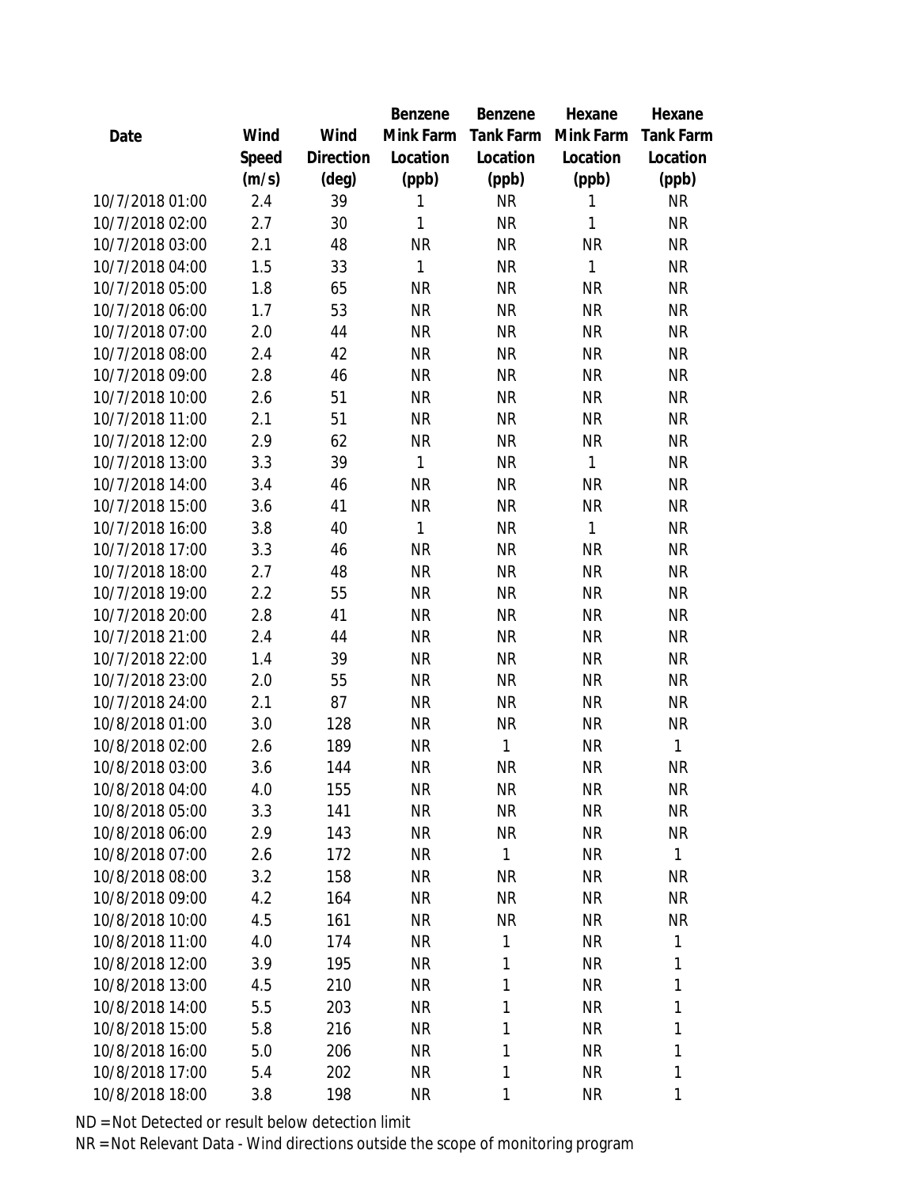| Date | Wind Speed (m/s) | Wind Direction (deg) | Benzene Mink Farm Location (ppb) | Benzene Tank Farm Location (ppb) | Hexane Mink Farm Location (ppb) | Hexane Tank Farm Location (ppb) |
|---|---|---|---|---|---|---|
| 10/7/2018 01:00 | 2.4 | 39 | 1 | NR | 1 | NR |
| 10/7/2018 02:00 | 2.7 | 30 | 1 | NR | 1 | NR |
| 10/7/2018 03:00 | 2.1 | 48 | NR | NR | NR | NR |
| 10/7/2018 04:00 | 1.5 | 33 | 1 | NR | 1 | NR |
| 10/7/2018 05:00 | 1.8 | 65 | NR | NR | NR | NR |
| 10/7/2018 06:00 | 1.7 | 53 | NR | NR | NR | NR |
| 10/7/2018 07:00 | 2.0 | 44 | NR | NR | NR | NR |
| 10/7/2018 08:00 | 2.4 | 42 | NR | NR | NR | NR |
| 10/7/2018 09:00 | 2.8 | 46 | NR | NR | NR | NR |
| 10/7/2018 10:00 | 2.6 | 51 | NR | NR | NR | NR |
| 10/7/2018 11:00 | 2.1 | 51 | NR | NR | NR | NR |
| 10/7/2018 12:00 | 2.9 | 62 | NR | NR | NR | NR |
| 10/7/2018 13:00 | 3.3 | 39 | 1 | NR | 1 | NR |
| 10/7/2018 14:00 | 3.4 | 46 | NR | NR | NR | NR |
| 10/7/2018 15:00 | 3.6 | 41 | NR | NR | NR | NR |
| 10/7/2018 16:00 | 3.8 | 40 | 1 | NR | 1 | NR |
| 10/7/2018 17:00 | 3.3 | 46 | NR | NR | NR | NR |
| 10/7/2018 18:00 | 2.7 | 48 | NR | NR | NR | NR |
| 10/7/2018 19:00 | 2.2 | 55 | NR | NR | NR | NR |
| 10/7/2018 20:00 | 2.8 | 41 | NR | NR | NR | NR |
| 10/7/2018 21:00 | 2.4 | 44 | NR | NR | NR | NR |
| 10/7/2018 22:00 | 1.4 | 39 | NR | NR | NR | NR |
| 10/7/2018 23:00 | 2.0 | 55 | NR | NR | NR | NR |
| 10/7/2018 24:00 | 2.1 | 87 | NR | NR | NR | NR |
| 10/8/2018 01:00 | 3.0 | 128 | NR | NR | NR | NR |
| 10/8/2018 02:00 | 2.6 | 189 | NR | 1 | NR | 1 |
| 10/8/2018 03:00 | 3.6 | 144 | NR | NR | NR | NR |
| 10/8/2018 04:00 | 4.0 | 155 | NR | NR | NR | NR |
| 10/8/2018 05:00 | 3.3 | 141 | NR | NR | NR | NR |
| 10/8/2018 06:00 | 2.9 | 143 | NR | NR | NR | NR |
| 10/8/2018 07:00 | 2.6 | 172 | NR | 1 | NR | 1 |
| 10/8/2018 08:00 | 3.2 | 158 | NR | NR | NR | NR |
| 10/8/2018 09:00 | 4.2 | 164 | NR | NR | NR | NR |
| 10/8/2018 10:00 | 4.5 | 161 | NR | NR | NR | NR |
| 10/8/2018 11:00 | 4.0 | 174 | NR | 1 | NR | 1 |
| 10/8/2018 12:00 | 3.9 | 195 | NR | 1 | NR | 1 |
| 10/8/2018 13:00 | 4.5 | 210 | NR | 1 | NR | 1 |
| 10/8/2018 14:00 | 5.5 | 203 | NR | 1 | NR | 1 |
| 10/8/2018 15:00 | 5.8 | 216 | NR | 1 | NR | 1 |
| 10/8/2018 16:00 | 5.0 | 206 | NR | 1 | NR | 1 |
| 10/8/2018 17:00 | 5.4 | 202 | NR | 1 | NR | 1 |
| 10/8/2018 18:00 | 3.8 | 198 | NR | 1 | NR | 1 |

ND = Not Detected or result below detection limit

NR = Not Relevant Data - Wind directions outside the scope of monitoring program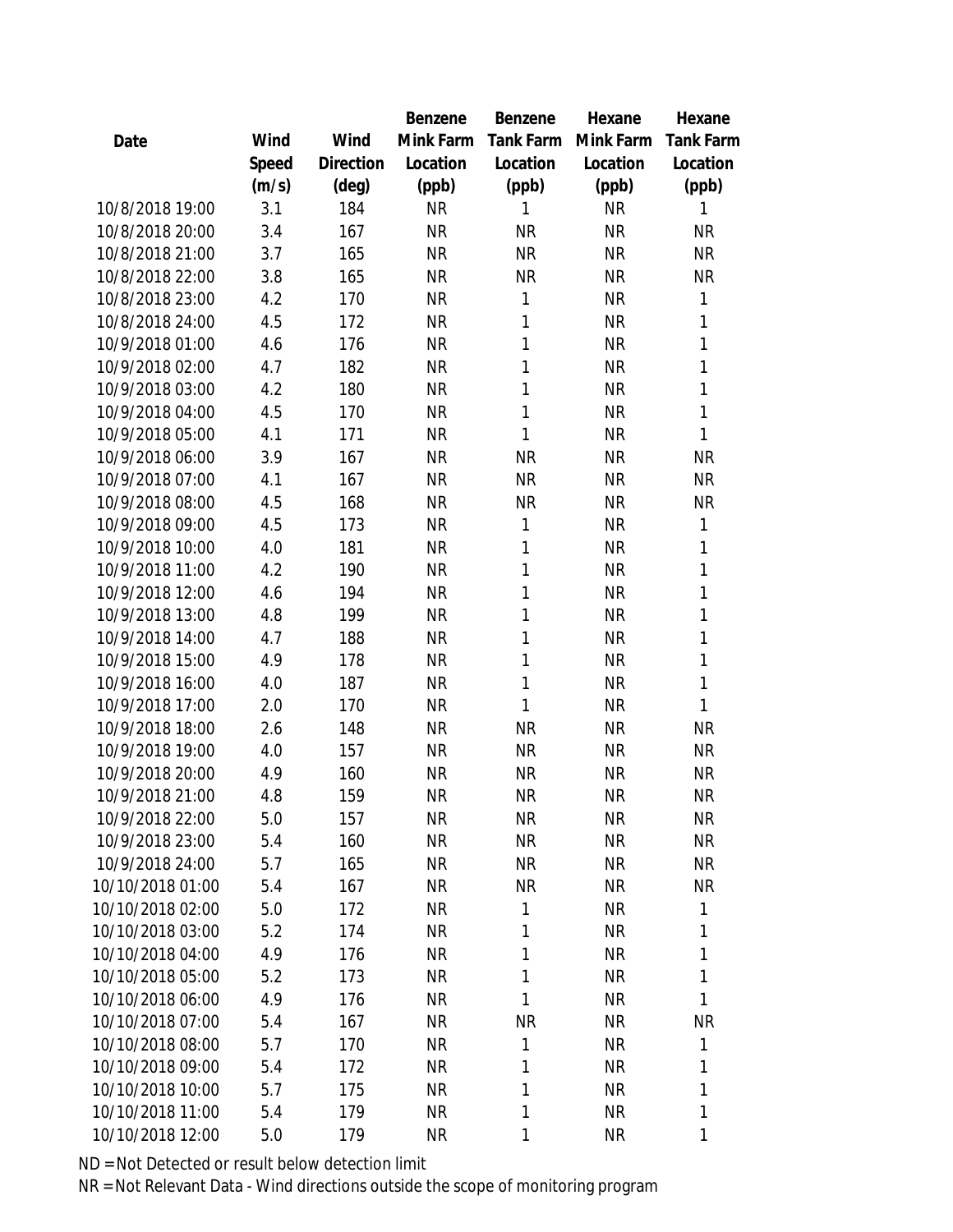| Date | Wind Speed (m/s) | Wind Direction (deg) | Benzene Mink Farm Location (ppb) | Benzene Tank Farm Location (ppb) | Hexane Mink Farm Location (ppb) | Hexane Tank Farm Location (ppb) |
|---|---|---|---|---|---|---|
| 10/8/2018 19:00 | 3.1 | 184 | NR | 1 | NR | 1 |
| 10/8/2018 20:00 | 3.4 | 167 | NR | NR | NR | NR |
| 10/8/2018 21:00 | 3.7 | 165 | NR | NR | NR | NR |
| 10/8/2018 22:00 | 3.8 | 165 | NR | NR | NR | NR |
| 10/8/2018 23:00 | 4.2 | 170 | NR | 1 | NR | 1 |
| 10/8/2018 24:00 | 4.5 | 172 | NR | 1 | NR | 1 |
| 10/9/2018 01:00 | 4.6 | 176 | NR | 1 | NR | 1 |
| 10/9/2018 02:00 | 4.7 | 182 | NR | 1 | NR | 1 |
| 10/9/2018 03:00 | 4.2 | 180 | NR | 1 | NR | 1 |
| 10/9/2018 04:00 | 4.5 | 170 | NR | 1 | NR | 1 |
| 10/9/2018 05:00 | 4.1 | 171 | NR | 1 | NR | 1 |
| 10/9/2018 06:00 | 3.9 | 167 | NR | NR | NR | NR |
| 10/9/2018 07:00 | 4.1 | 167 | NR | NR | NR | NR |
| 10/9/2018 08:00 | 4.5 | 168 | NR | NR | NR | NR |
| 10/9/2018 09:00 | 4.5 | 173 | NR | 1 | NR | 1 |
| 10/9/2018 10:00 | 4.0 | 181 | NR | 1 | NR | 1 |
| 10/9/2018 11:00 | 4.2 | 190 | NR | 1 | NR | 1 |
| 10/9/2018 12:00 | 4.6 | 194 | NR | 1 | NR | 1 |
| 10/9/2018 13:00 | 4.8 | 199 | NR | 1 | NR | 1 |
| 10/9/2018 14:00 | 4.7 | 188 | NR | 1 | NR | 1 |
| 10/9/2018 15:00 | 4.9 | 178 | NR | 1 | NR | 1 |
| 10/9/2018 16:00 | 4.0 | 187 | NR | 1 | NR | 1 |
| 10/9/2018 17:00 | 2.0 | 170 | NR | 1 | NR | 1 |
| 10/9/2018 18:00 | 2.6 | 148 | NR | NR | NR | NR |
| 10/9/2018 19:00 | 4.0 | 157 | NR | NR | NR | NR |
| 10/9/2018 20:00 | 4.9 | 160 | NR | NR | NR | NR |
| 10/9/2018 21:00 | 4.8 | 159 | NR | NR | NR | NR |
| 10/9/2018 22:00 | 5.0 | 157 | NR | NR | NR | NR |
| 10/9/2018 23:00 | 5.4 | 160 | NR | NR | NR | NR |
| 10/9/2018 24:00 | 5.7 | 165 | NR | NR | NR | NR |
| 10/10/2018 01:00 | 5.4 | 167 | NR | NR | NR | NR |
| 10/10/2018 02:00 | 5.0 | 172 | NR | 1 | NR | 1 |
| 10/10/2018 03:00 | 5.2 | 174 | NR | 1 | NR | 1 |
| 10/10/2018 04:00 | 4.9 | 176 | NR | 1 | NR | 1 |
| 10/10/2018 05:00 | 5.2 | 173 | NR | 1 | NR | 1 |
| 10/10/2018 06:00 | 4.9 | 176 | NR | 1 | NR | 1 |
| 10/10/2018 07:00 | 5.4 | 167 | NR | NR | NR | NR |
| 10/10/2018 08:00 | 5.7 | 170 | NR | 1 | NR | 1 |
| 10/10/2018 09:00 | 5.4 | 172 | NR | 1 | NR | 1 |
| 10/10/2018 10:00 | 5.7 | 175 | NR | 1 | NR | 1 |
| 10/10/2018 11:00 | 5.4 | 179 | NR | 1 | NR | 1 |
| 10/10/2018 12:00 | 5.0 | 179 | NR | 1 | NR | 1 |

ND = Not Detected or result below detection limit

NR = Not Relevant Data - Wind directions outside the scope of monitoring program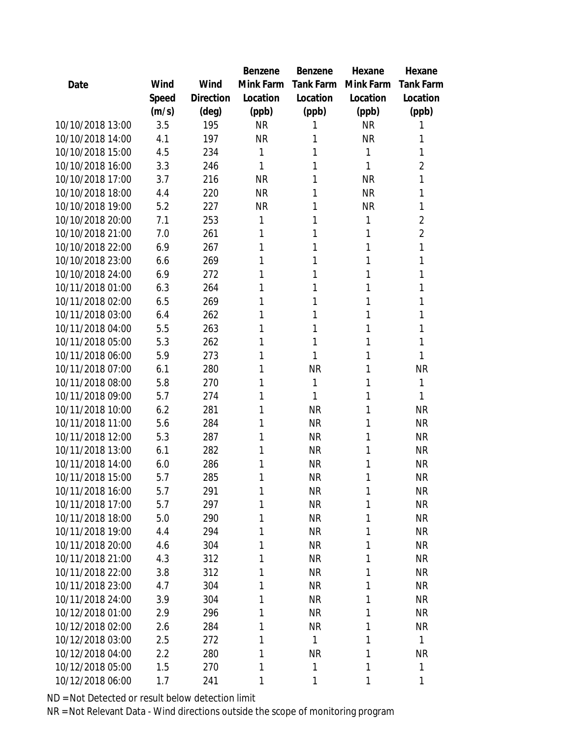| Date | Wind Speed (m/s) | Wind Direction (deg) | Benzene Mink Farm Location (ppb) | Benzene Tank Farm Location (ppb) | Hexane Mink Farm Location (ppb) | Hexane Tank Farm Location (ppb) |
|---|---|---|---|---|---|---|
| 10/10/2018 13:00 | 3.5 | 195 | NR | 1 | NR | 1 |
| 10/10/2018 14:00 | 4.1 | 197 | NR | 1 | NR | 1 |
| 10/10/2018 15:00 | 4.5 | 234 | 1 | 1 | 1 | 1 |
| 10/10/2018 16:00 | 3.3 | 246 | 1 | 1 | 1 | 2 |
| 10/10/2018 17:00 | 3.7 | 216 | NR | 1 | NR | 1 |
| 10/10/2018 18:00 | 4.4 | 220 | NR | 1 | NR | 1 |
| 10/10/2018 19:00 | 5.2 | 227 | NR | 1 | NR | 1 |
| 10/10/2018 20:00 | 7.1 | 253 | 1 | 1 | 1 | 2 |
| 10/10/2018 21:00 | 7.0 | 261 | 1 | 1 | 1 | 2 |
| 10/10/2018 22:00 | 6.9 | 267 | 1 | 1 | 1 | 1 |
| 10/10/2018 23:00 | 6.6 | 269 | 1 | 1 | 1 | 1 |
| 10/10/2018 24:00 | 6.9 | 272 | 1 | 1 | 1 | 1 |
| 10/11/2018 01:00 | 6.3 | 264 | 1 | 1 | 1 | 1 |
| 10/11/2018 02:00 | 6.5 | 269 | 1 | 1 | 1 | 1 |
| 10/11/2018 03:00 | 6.4 | 262 | 1 | 1 | 1 | 1 |
| 10/11/2018 04:00 | 5.5 | 263 | 1 | 1 | 1 | 1 |
| 10/11/2018 05:00 | 5.3 | 262 | 1 | 1 | 1 | 1 |
| 10/11/2018 06:00 | 5.9 | 273 | 1 | 1 | 1 | 1 |
| 10/11/2018 07:00 | 6.1 | 280 | 1 | NR | 1 | NR |
| 10/11/2018 08:00 | 5.8 | 270 | 1 | 1 | 1 | 1 |
| 10/11/2018 09:00 | 5.7 | 274 | 1 | 1 | 1 | 1 |
| 10/11/2018 10:00 | 6.2 | 281 | 1 | NR | 1 | NR |
| 10/11/2018 11:00 | 5.6 | 284 | 1 | NR | 1 | NR |
| 10/11/2018 12:00 | 5.3 | 287 | 1 | NR | 1 | NR |
| 10/11/2018 13:00 | 6.1 | 282 | 1 | NR | 1 | NR |
| 10/11/2018 14:00 | 6.0 | 286 | 1 | NR | 1 | NR |
| 10/11/2018 15:00 | 5.7 | 285 | 1 | NR | 1 | NR |
| 10/11/2018 16:00 | 5.7 | 291 | 1 | NR | 1 | NR |
| 10/11/2018 17:00 | 5.7 | 297 | 1 | NR | 1 | NR |
| 10/11/2018 18:00 | 5.0 | 290 | 1 | NR | 1 | NR |
| 10/11/2018 19:00 | 4.4 | 294 | 1 | NR | 1 | NR |
| 10/11/2018 20:00 | 4.6 | 304 | 1 | NR | 1 | NR |
| 10/11/2018 21:00 | 4.3 | 312 | 1 | NR | 1 | NR |
| 10/11/2018 22:00 | 3.8 | 312 | 1 | NR | 1 | NR |
| 10/11/2018 23:00 | 4.7 | 304 | 1 | NR | 1 | NR |
| 10/11/2018 24:00 | 3.9 | 304 | 1 | NR | 1 | NR |
| 10/12/2018 01:00 | 2.9 | 296 | 1 | NR | 1 | NR |
| 10/12/2018 02:00 | 2.6 | 284 | 1 | NR | 1 | NR |
| 10/12/2018 03:00 | 2.5 | 272 | 1 | 1 | 1 | 1 |
| 10/12/2018 04:00 | 2.2 | 280 | 1 | NR | 1 | NR |
| 10/12/2018 05:00 | 1.5 | 270 | 1 | 1 | 1 | 1 |
| 10/12/2018 06:00 | 1.7 | 241 | 1 | 1 | 1 | 1 |

ND = Not Detected or result below detection limit

NR = Not Relevant Data - Wind directions outside the scope of monitoring program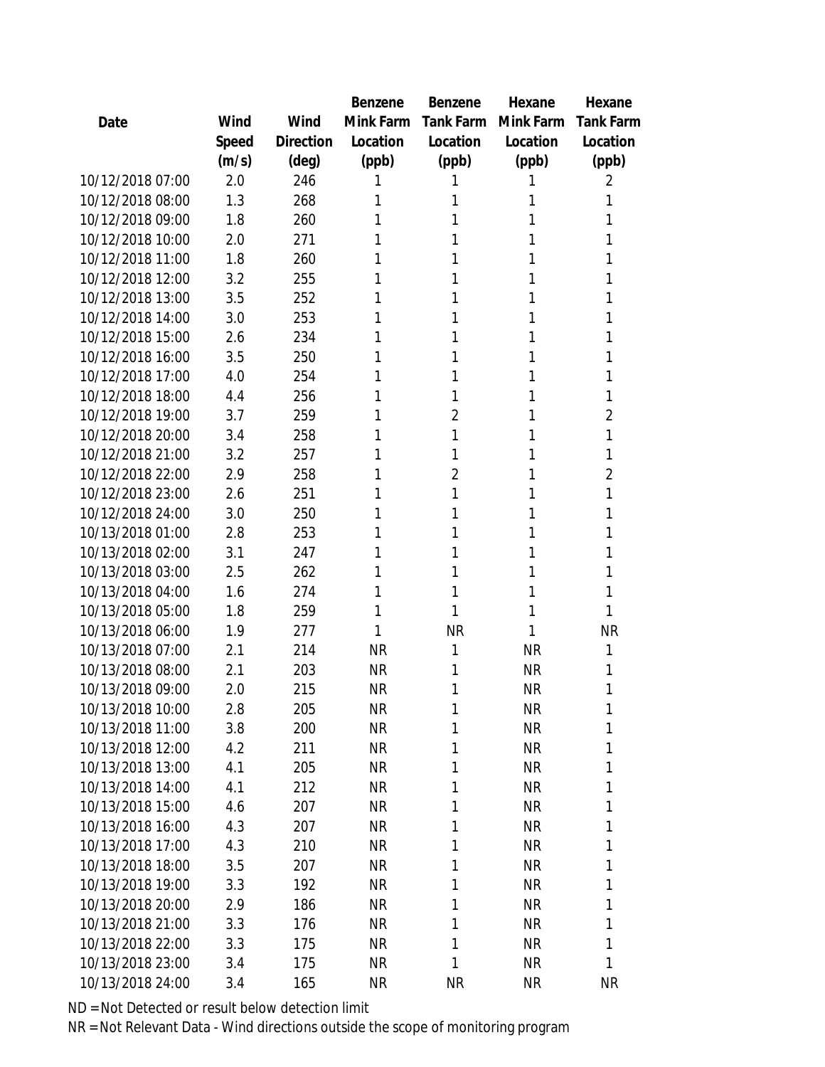| Date | Wind Speed (m/s) | Wind Direction (deg) | Benzene Mink Farm Location (ppb) | Benzene Tank Farm Location (ppb) | Hexane Mink Farm Location (ppb) | Hexane Tank Farm Location (ppb) |
|---|---|---|---|---|---|---|
| 10/12/2018 07:00 | 2.0 | 246 | 1 | 1 | 1 | 2 |
| 10/12/2018 08:00 | 1.3 | 268 | 1 | 1 | 1 | 1 |
| 10/12/2018 09:00 | 1.8 | 260 | 1 | 1 | 1 | 1 |
| 10/12/2018 10:00 | 2.0 | 271 | 1 | 1 | 1 | 1 |
| 10/12/2018 11:00 | 1.8 | 260 | 1 | 1 | 1 | 1 |
| 10/12/2018 12:00 | 3.2 | 255 | 1 | 1 | 1 | 1 |
| 10/12/2018 13:00 | 3.5 | 252 | 1 | 1 | 1 | 1 |
| 10/12/2018 14:00 | 3.0 | 253 | 1 | 1 | 1 | 1 |
| 10/12/2018 15:00 | 2.6 | 234 | 1 | 1 | 1 | 1 |
| 10/12/2018 16:00 | 3.5 | 250 | 1 | 1 | 1 | 1 |
| 10/12/2018 17:00 | 4.0 | 254 | 1 | 1 | 1 | 1 |
| 10/12/2018 18:00 | 4.4 | 256 | 1 | 1 | 1 | 1 |
| 10/12/2018 19:00 | 3.7 | 259 | 1 | 2 | 1 | 2 |
| 10/12/2018 20:00 | 3.4 | 258 | 1 | 1 | 1 | 1 |
| 10/12/2018 21:00 | 3.2 | 257 | 1 | 1 | 1 | 1 |
| 10/12/2018 22:00 | 2.9 | 258 | 1 | 2 | 1 | 2 |
| 10/12/2018 23:00 | 2.6 | 251 | 1 | 1 | 1 | 1 |
| 10/12/2018 24:00 | 3.0 | 250 | 1 | 1 | 1 | 1 |
| 10/13/2018 01:00 | 2.8 | 253 | 1 | 1 | 1 | 1 |
| 10/13/2018 02:00 | 3.1 | 247 | 1 | 1 | 1 | 1 |
| 10/13/2018 03:00 | 2.5 | 262 | 1 | 1 | 1 | 1 |
| 10/13/2018 04:00 | 1.6 | 274 | 1 | 1 | 1 | 1 |
| 10/13/2018 05:00 | 1.8 | 259 | 1 | 1 | 1 | 1 |
| 10/13/2018 06:00 | 1.9 | 277 | 1 | NR | 1 | NR |
| 10/13/2018 07:00 | 2.1 | 214 | NR | 1 | NR | 1 |
| 10/13/2018 08:00 | 2.1 | 203 | NR | 1 | NR | 1 |
| 10/13/2018 09:00 | 2.0 | 215 | NR | 1 | NR | 1 |
| 10/13/2018 10:00 | 2.8 | 205 | NR | 1 | NR | 1 |
| 10/13/2018 11:00 | 3.8 | 200 | NR | 1 | NR | 1 |
| 10/13/2018 12:00 | 4.2 | 211 | NR | 1 | NR | 1 |
| 10/13/2018 13:00 | 4.1 | 205 | NR | 1 | NR | 1 |
| 10/13/2018 14:00 | 4.1 | 212 | NR | 1 | NR | 1 |
| 10/13/2018 15:00 | 4.6 | 207 | NR | 1 | NR | 1 |
| 10/13/2018 16:00 | 4.3 | 207 | NR | 1 | NR | 1 |
| 10/13/2018 17:00 | 4.3 | 210 | NR | 1 | NR | 1 |
| 10/13/2018 18:00 | 3.5 | 207 | NR | 1 | NR | 1 |
| 10/13/2018 19:00 | 3.3 | 192 | NR | 1 | NR | 1 |
| 10/13/2018 20:00 | 2.9 | 186 | NR | 1 | NR | 1 |
| 10/13/2018 21:00 | 3.3 | 176 | NR | 1 | NR | 1 |
| 10/13/2018 22:00 | 3.3 | 175 | NR | 1 | NR | 1 |
| 10/13/2018 23:00 | 3.4 | 175 | NR | 1 | NR | 1 |
| 10/13/2018 24:00 | 3.4 | 165 | NR | NR | NR | NR |

ND = Not Detected or result below detection limit

NR = Not Relevant Data - Wind directions outside the scope of monitoring program